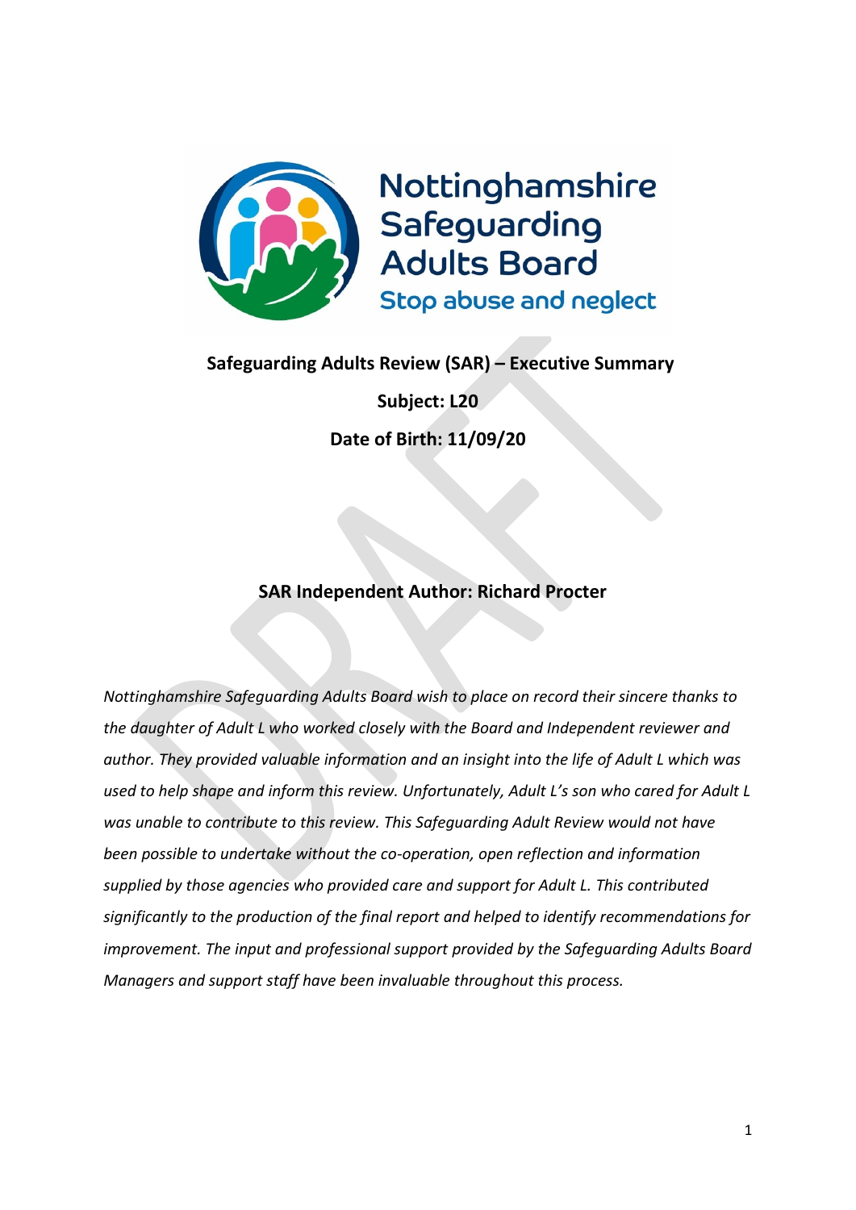Nottinghamshire Safeguarding Adults Board

Stop abuse and neglect

**Safeguarding Adults Review (SAR) – Executive Summary**

**Subject: L20**

**Date of Birth: 11/09/20**

**SAR Independent Author: Richard Procter**

*Nottinghamshire Safeguarding Adults Board wish to place on record their sincere thanks to the daughter of Adult L who worked closely with the Board and Independent reviewer and author. They provided valuable information and an insight into the life of Adult L which was used to help shape and inform this review. Unfortunately, Adult L's son who cared for Adult L was unable to contribute to this review. This Safeguarding Adult Review would not have been possible to undertake without the co-operation, open reflection and information supplied by those agencies who provided care and support for Adult L. This contributed significantly to the production of the final report and helped to identify recommendations for improvement. The input and professional support provided by the Safeguarding Adults Board Managers and support staff have been invaluable throughout this process.*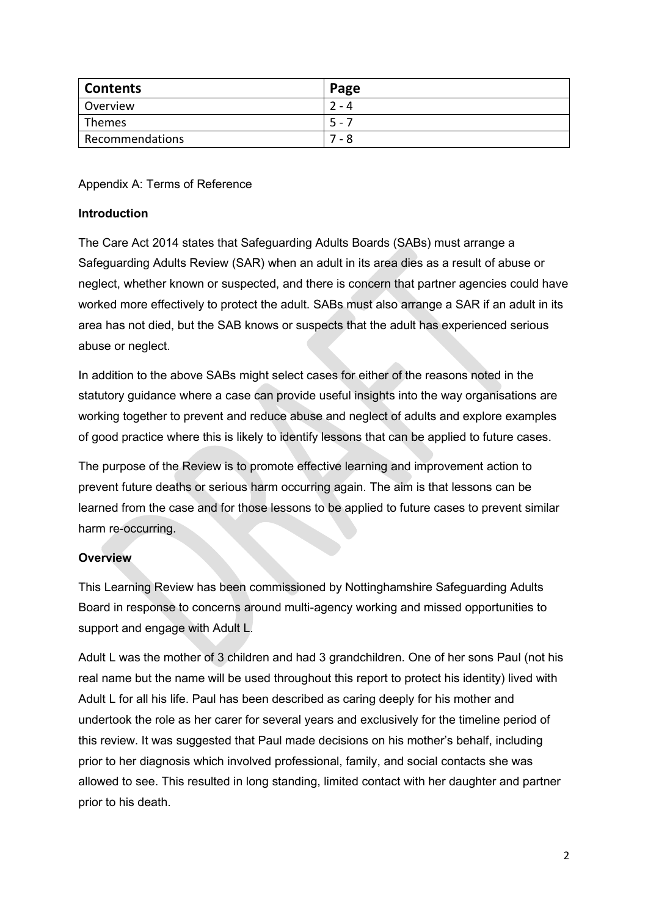| Contents | Page |
| --- | --- |
| Overview | 2 - 4 |
| Themes | 5 - 7 |
| Recommendations | 7 - 8 |

Appendix A: Terms of Reference

**Introduction**

The Care Act 2014 states that Safeguarding Adults Boards (SABs) must arrange a Safeguarding Adults Review (SAR) when an adult in its area dies as a result of abuse or neglect, whether known or suspected, and there is concern that partner agencies could have worked more effectively to protect the adult. SABs must also arrange a SAR if an adult in its area has not died, but the SAB knows or suspects that the adult has experienced serious abuse or neglect.

In addition to the above SABs might select cases for either of the reasons noted in the statutory guidance where a case can provide useful insights into the way organisations are working together to prevent and reduce abuse and neglect of adults and explore examples of good practice where this is likely to identify lessons that can be applied to future cases.

The purpose of the Review is to promote effective learning and improvement action to prevent future deaths or serious harm occurring again. The aim is that lessons can be learned from the case and for those lessons to be applied to future cases to prevent similar harm re-occurring.

**Overview**

This Learning Review has been commissioned by Nottinghamshire Safeguarding Adults Board in response to concerns around multi-agency working and missed opportunities to support and engage with Adult L.

Adult L was the mother of 3 children and had 3 grandchildren. One of her sons Paul (not his real name but the name will be used throughout this report to protect his identity) lived with Adult L for all his life. Paul has been described as caring deeply for his mother and undertook the role as her carer for several years and exclusively for the timeline period of this review. It was suggested that Paul made decisions on his mother's behalf, including prior to her diagnosis which involved professional, family, and social contacts she was allowed to see. This resulted in long standing, limited contact with her daughter and partner prior to his death.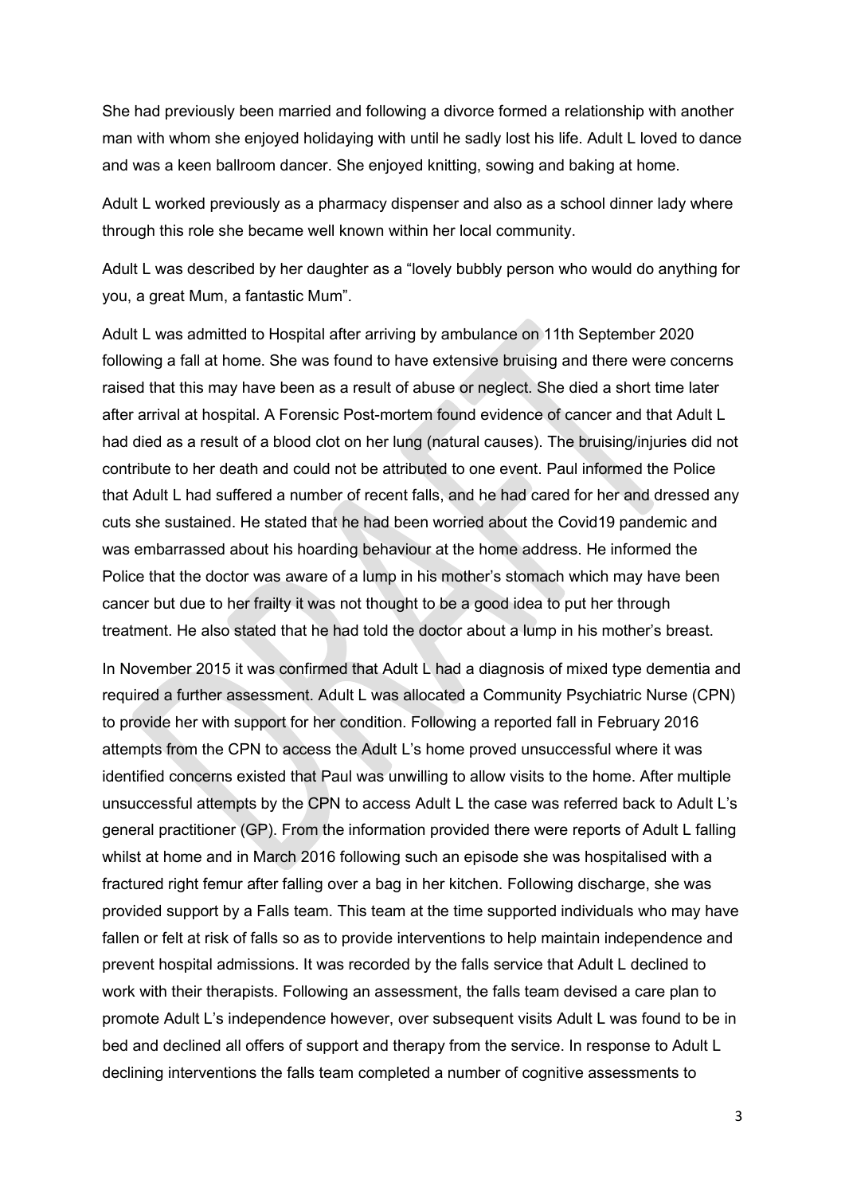She had previously been married and following a divorce formed a relationship with another man with whom she enjoyed holidaying with until he sadly lost his life. Adult L loved to dance and was a keen ballroom dancer. She enjoyed knitting, sowing and baking at home.

Adult L worked previously as a pharmacy dispenser and also as a school dinner lady where through this role she became well known within her local community.

Adult L was described by her daughter as a "lovely bubbly person who would do anything for you, a great Mum, a fantastic Mum".

Adult L was admitted to Hospital after arriving by ambulance on 11th September 2020 following a fall at home. She was found to have extensive bruising and there were concerns raised that this may have been as a result of abuse or neglect. She died a short time later after arrival at hospital. A Forensic Post-mortem found evidence of cancer and that Adult L had died as a result of a blood clot on her lung (natural causes). The bruising/injuries did not contribute to her death and could not be attributed to one event. Paul informed the Police that Adult L had suffered a number of recent falls, and he had cared for her and dressed any cuts she sustained. He stated that he had been worried about the Covid19 pandemic and was embarrassed about his hoarding behaviour at the home address. He informed the Police that the doctor was aware of a lump in his mother's stomach which may have been cancer but due to her frailty it was not thought to be a good idea to put her through treatment. He also stated that he had told the doctor about a lump in his mother's breast.

In November 2015 it was confirmed that Adult L had a diagnosis of mixed type dementia and required a further assessment. Adult L was allocated a Community Psychiatric Nurse (CPN) to provide her with support for her condition. Following a reported fall in February 2016 attempts from the CPN to access the Adult L's home proved unsuccessful where it was identified concerns existed that Paul was unwilling to allow visits to the home. After multiple unsuccessful attempts by the CPN to access Adult L the case was referred back to Adult L's general practitioner (GP). From the information provided there were reports of Adult L falling whilst at home and in March 2016 following such an episode she was hospitalised with a fractured right femur after falling over a bag in her kitchen. Following discharge, she was provided support by a Falls team. This team at the time supported individuals who may have fallen or felt at risk of falls so as to provide interventions to help maintain independence and prevent hospital admissions. It was recorded by the falls service that Adult L declined to work with their therapists. Following an assessment, the falls team devised a care plan to promote Adult L's independence however, over subsequent visits Adult L was found to be in bed and declined all offers of support and therapy from the service. In response to Adult L declining interventions the falls team completed a number of cognitive assessments to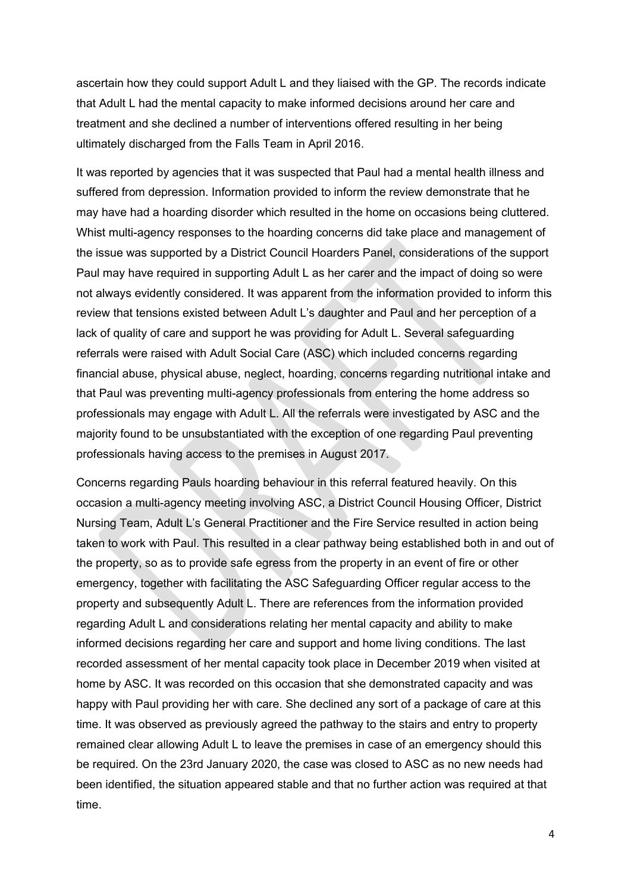ascertain how they could support Adult L and they liaised with the GP. The records indicate that Adult L had the mental capacity to make informed decisions around her care and treatment and she declined a number of interventions offered resulting in her being ultimately discharged from the Falls Team in April 2016.

It was reported by agencies that it was suspected that Paul had a mental health illness and suffered from depression. Information provided to inform the review demonstrate that he may have had a hoarding disorder which resulted in the home on occasions being cluttered. Whist multi-agency responses to the hoarding concerns did take place and management of the issue was supported by a District Council Hoarders Panel, considerations of the support Paul may have required in supporting Adult L as her carer and the impact of doing so were not always evidently considered. It was apparent from the information provided to inform this review that tensions existed between Adult L's daughter and Paul and her perception of a lack of quality of care and support he was providing for Adult L. Several safeguarding referrals were raised with Adult Social Care (ASC) which included concerns regarding financial abuse, physical abuse, neglect, hoarding, concerns regarding nutritional intake and that Paul was preventing multi-agency professionals from entering the home address so professionals may engage with Adult L. All the referrals were investigated by ASC and the majority found to be unsubstantiated with the exception of one regarding Paul preventing professionals having access to the premises in August 2017.

Concerns regarding Pauls hoarding behaviour in this referral featured heavily. On this occasion a multi-agency meeting involving ASC, a District Council Housing Officer, District Nursing Team, Adult L's General Practitioner and the Fire Service resulted in action being taken to work with Paul. This resulted in a clear pathway being established both in and out of the property, so as to provide safe egress from the property in an event of fire or other emergency, together with facilitating the ASC Safeguarding Officer regular access to the property and subsequently Adult L. There are references from the information provided regarding Adult L and considerations relating her mental capacity and ability to make informed decisions regarding her care and support and home living conditions. The last recorded assessment of her mental capacity took place in December 2019 when visited at home by ASC. It was recorded on this occasion that she demonstrated capacity and was happy with Paul providing her with care. She declined any sort of a package of care at this time. It was observed as previously agreed the pathway to the stairs and entry to property remained clear allowing Adult L to leave the premises in case of an emergency should this be required. On the 23rd January 2020, the case was closed to ASC as no new needs had been identified, the situation appeared stable and that no further action was required at that time.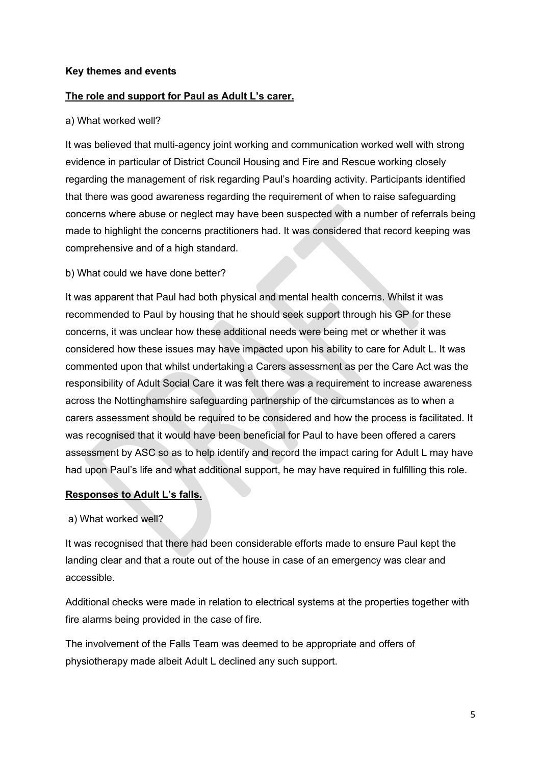**Key themes and events**

**The role and support for Paul as Adult L's carer.**

a) What worked well?

It was believed that multi-agency joint working and communication worked well with strong evidence in particular of District Council Housing and Fire and Rescue working closely regarding the management of risk regarding Paul's hoarding activity. Participants identified that there was good awareness regarding the requirement of when to raise safeguarding concerns where abuse or neglect may have been suspected with a number of referrals being made to highlight the concerns practitioners had. It was considered that record keeping was comprehensive and of a high standard.

b) What could we have done better?

It was apparent that Paul had both physical and mental health concerns. Whilst it was recommended to Paul by housing that he should seek support through his GP for these concerns, it was unclear how these additional needs were being met or whether it was considered how these issues may have impacted upon his ability to care for Adult L. It was commented upon that whilst undertaking a Carers assessment as per the Care Act was the responsibility of Adult Social Care it was felt there was a requirement to increase awareness across the Nottinghamshire safeguarding partnership of the circumstances as to when a carers assessment should be required to be considered and how the process is facilitated. It was recognised that it would have been beneficial for Paul to have been offered a carers assessment by ASC so as to help identify and record the impact caring for Adult L may have had upon Paul's life and what additional support, he may have required in fulfilling this role.

**Responses to Adult L's falls.**

a) What worked well?

It was recognised that there had been considerable efforts made to ensure Paul kept the landing clear and that a route out of the house in case of an emergency was clear and accessible.

Additional checks were made in relation to electrical systems at the properties together with fire alarms being provided in the case of fire.

The involvement of the Falls Team was deemed to be appropriate and offers of physiotherapy made albeit Adult L declined any such support.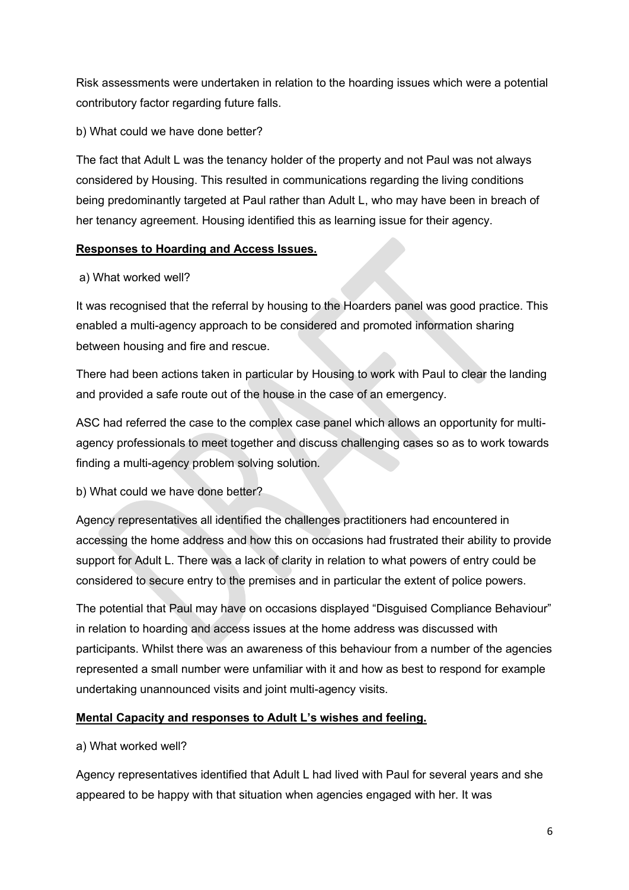Risk assessments were undertaken in relation to the hoarding issues which were a potential contributory factor regarding future falls.

b) What could we have done better?

The fact that Adult L was the tenancy holder of the property and not Paul was not always considered by Housing. This resulted in communications regarding the living conditions being predominantly targeted at Paul rather than Adult L, who may have been in breach of her tenancy agreement. Housing identified this as learning issue for their agency.

**Responses to Hoarding and Access Issues.**

a) What worked well?

It was recognised that the referral by housing to the Hoarders panel was good practice. This enabled a multi-agency approach to be considered and promoted information sharing between housing and fire and rescue.

There had been actions taken in particular by Housing to work with Paul to clear the landing and provided a safe route out of the house in the case of an emergency.

ASC had referred the case to the complex case panel which allows an opportunity for multi-agency professionals to meet together and discuss challenging cases so as to work towards finding a multi-agency problem solving solution.

b) What could we have done better?

Agency representatives all identified the challenges practitioners had encountered in accessing the home address and how this on occasions had frustrated their ability to provide support for Adult L. There was a lack of clarity in relation to what powers of entry could be considered to secure entry to the premises and in particular the extent of police powers.

The potential that Paul may have on occasions displayed "Disguised Compliance Behaviour" in relation to hoarding and access issues at the home address was discussed with participants. Whilst there was an awareness of this behaviour from a number of the agencies represented a small number were unfamiliar with it and how as best to respond for example undertaking unannounced visits and joint multi-agency visits.

**Mental Capacity and responses to Adult L's wishes and feeling.**

a) What worked well?

Agency representatives identified that Adult L had lived with Paul for several years and she appeared to be happy with that situation when agencies engaged with her. It was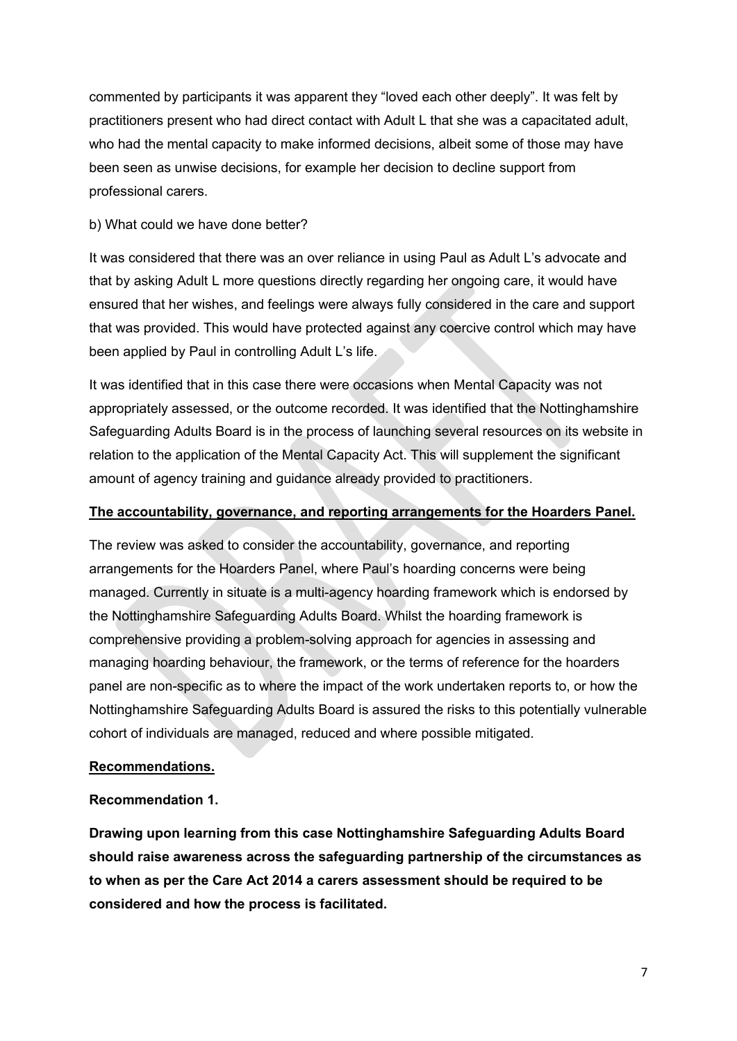commented by participants it was apparent they "loved each other deeply". It was felt by practitioners present who had direct contact with Adult L that she was a capacitated adult, who had the mental capacity to make informed decisions, albeit some of those may have been seen as unwise decisions, for example her decision to decline support from professional carers.

b) What could we have done better?

It was considered that there was an over reliance in using Paul as Adult L's advocate and that by asking Adult L more questions directly regarding her ongoing care, it would have ensured that her wishes, and feelings were always fully considered in the care and support that was provided. This would have protected against any coercive control which may have been applied by Paul in controlling Adult L's life.

It was identified that in this case there were occasions when Mental Capacity was not appropriately assessed, or the outcome recorded. It was identified that the Nottinghamshire Safeguarding Adults Board is in the process of launching several resources on its website in relation to the application of the Mental Capacity Act. This will supplement the significant amount of agency training and guidance already provided to practitioners.

**<u>The accountability, governance, and reporting arrangements for the Hoarders Panel.</u>**

The review was asked to consider the accountability, governance, and reporting arrangements for the Hoarders Panel, where Paul's hoarding concerns were being managed. Currently in situate is a multi-agency hoarding framework which is endorsed by the Nottinghamshire Safeguarding Adults Board. Whilst the hoarding framework is comprehensive providing a problem-solving approach for agencies in assessing and managing hoarding behaviour, the framework, or the terms of reference for the hoarders panel are non-specific as to where the impact of the work undertaken reports to, or how the Nottinghamshire Safeguarding Adults Board is assured the risks to this potentially vulnerable cohort of individuals are managed, reduced and where possible mitigated.

**<u>Recommendations.</u>**

**Recommendation 1.**

**Drawing upon learning from this case Nottinghamshire Safeguarding Adults Board should raise awareness across the safeguarding partnership of the circumstances as to when as per the Care Act 2014 a carers assessment should be required to be considered and how the process is facilitated.**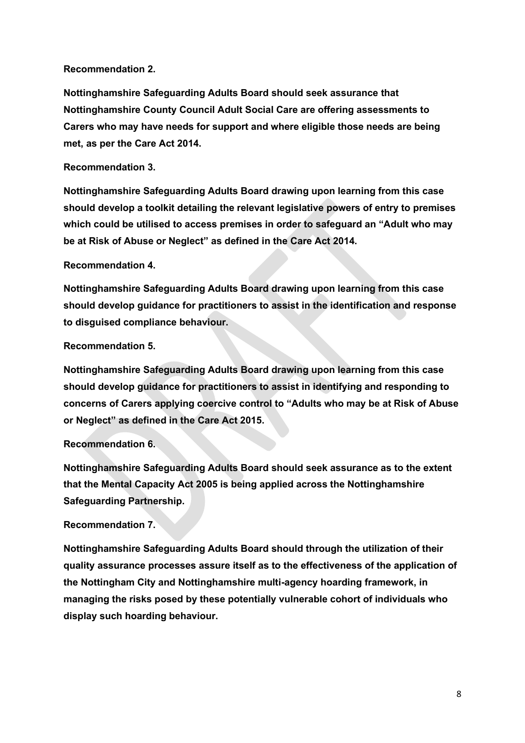**Recommendation 2.**

**Nottinghamshire Safeguarding Adults Board should seek assurance that Nottinghamshire County Council Adult Social Care are offering assessments to Carers who may have needs for support and where eligible those needs are being met, as per the Care Act 2014.**

**Recommendation 3.**

**Nottinghamshire Safeguarding Adults Board drawing upon learning from this case should develop a toolkit detailing the relevant legislative powers of entry to premises which could be utilised to access premises in order to safeguard an "Adult who may be at Risk of Abuse or Neglect" as defined in the Care Act 2014.**

**Recommendation 4.**

**Nottinghamshire Safeguarding Adults Board drawing upon learning from this case should develop guidance for practitioners to assist in the identification and response to disguised compliance behaviour.**

**Recommendation 5.**

**Nottinghamshire Safeguarding Adults Board drawing upon learning from this case should develop guidance for practitioners to assist in identifying and responding to concerns of Carers applying coercive control to "Adults who may be at Risk of Abuse or Neglect" as defined in the Care Act 2015.**

**Recommendation 6.**

**Nottinghamshire Safeguarding Adults Board should seek assurance as to the extent that the Mental Capacity Act 2005 is being applied across the Nottinghamshire Safeguarding Partnership.**

**Recommendation 7.**

**Nottinghamshire Safeguarding Adults Board should through the utilization of their quality assurance processes assure itself as to the effectiveness of the application of the Nottingham City and Nottinghamshire multi-agency hoarding framework, in managing the risks posed by these potentially vulnerable cohort of individuals who display such hoarding behaviour.**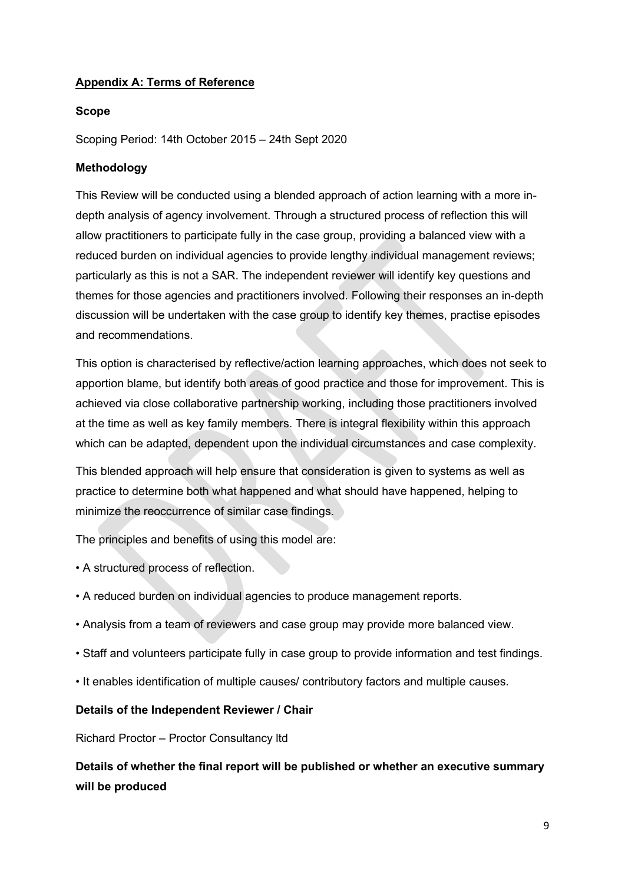## Appendix A: Terms of Reference

### Scope

Scoping Period: 14th October 2015 – 24th Sept 2020

### Methodology

This Review will be conducted using a blended approach of action learning with a more in-depth analysis of agency involvement. Through a structured process of reflection this will allow practitioners to participate fully in the case group, providing a balanced view with a reduced burden on individual agencies to provide lengthy individual management reviews; particularly as this is not a SAR. The independent reviewer will identify key questions and themes for those agencies and practitioners involved. Following their responses an in-depth discussion will be undertaken with the case group to identify key themes, practise episodes and recommendations.

This option is characterised by reflective/action learning approaches, which does not seek to apportion blame, but identify both areas of good practice and those for improvement. This is achieved via close collaborative partnership working, including those practitioners involved at the time as well as key family members. There is integral flexibility within this approach which can be adapted, dependent upon the individual circumstances and case complexity.

This blended approach will help ensure that consideration is given to systems as well as practice to determine both what happened and what should have happened, helping to minimize the reoccurrence of similar case findings.

The principles and benefits of using this model are:

- A structured process of reflection.
- A reduced burden on individual agencies to produce management reports.
- Analysis from a team of reviewers and case group may provide more balanced view.
- Staff and volunteers participate fully in case group to provide information and test findings.
- It enables identification of multiple causes/ contributory factors and multiple causes.

### Details of the Independent Reviewer / Chair

Richard Proctor – Proctor Consultancy ltd

### Details of whether the final report will be published or whether an executive summary will be produced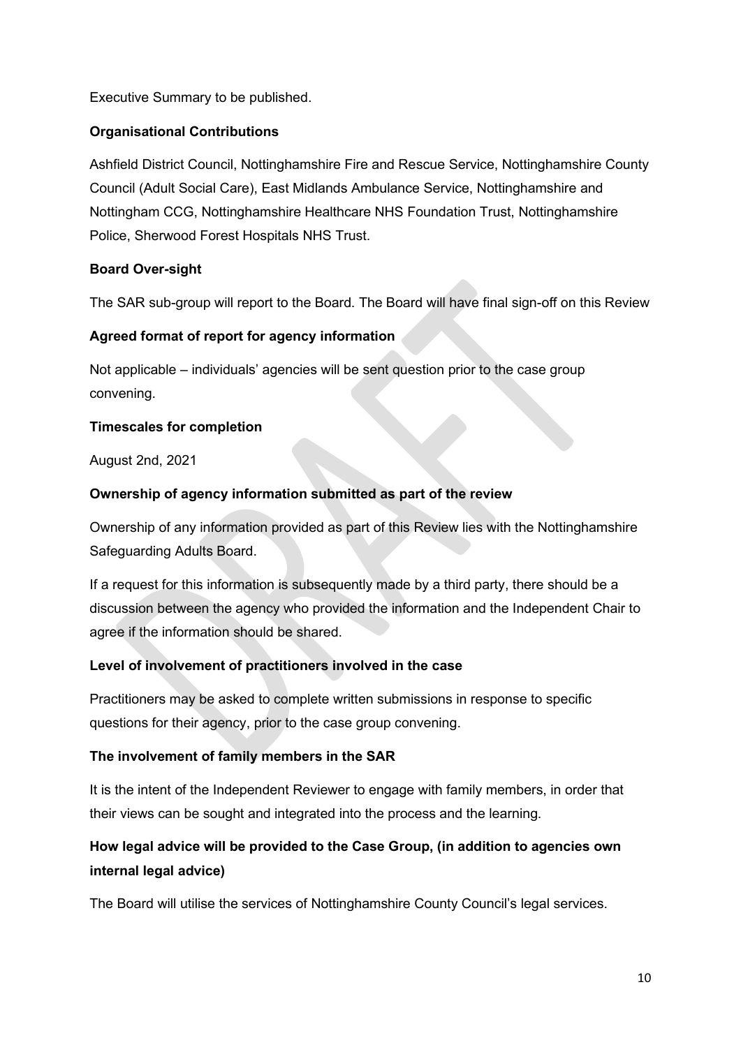Executive Summary to be published.

**Organisational Contributions**

Ashfield District Council, Nottinghamshire Fire and Rescue Service, Nottinghamshire County Council (Adult Social Care), East Midlands Ambulance Service, Nottinghamshire and Nottingham CCG, Nottinghamshire Healthcare NHS Foundation Trust, Nottinghamshire Police, Sherwood Forest Hospitals NHS Trust.

**Board Over-sight**

The SAR sub-group will report to the Board. The Board will have final sign-off on this Review

**Agreed format of report for agency information**

Not applicable – individuals' agencies will be sent question prior to the case group convening.

**Timescales for completion**

August 2nd, 2021

**Ownership of agency information submitted as part of the review**

Ownership of any information provided as part of this Review lies with the Nottinghamshire Safeguarding Adults Board.

If a request for this information is subsequently made by a third party, there should be a discussion between the agency who provided the information and the Independent Chair to agree if the information should be shared.

**Level of involvement of practitioners involved in the case**

Practitioners may be asked to complete written submissions in response to specific questions for their agency, prior to the case group convening.

**The involvement of family members in the SAR**

It is the intent of the Independent Reviewer to engage with family members, in order that their views can be sought and integrated into the process and the learning.

**How legal advice will be provided to the Case Group, (in addition to agencies own internal legal advice)**

The Board will utilise the services of Nottinghamshire County Council's legal services.